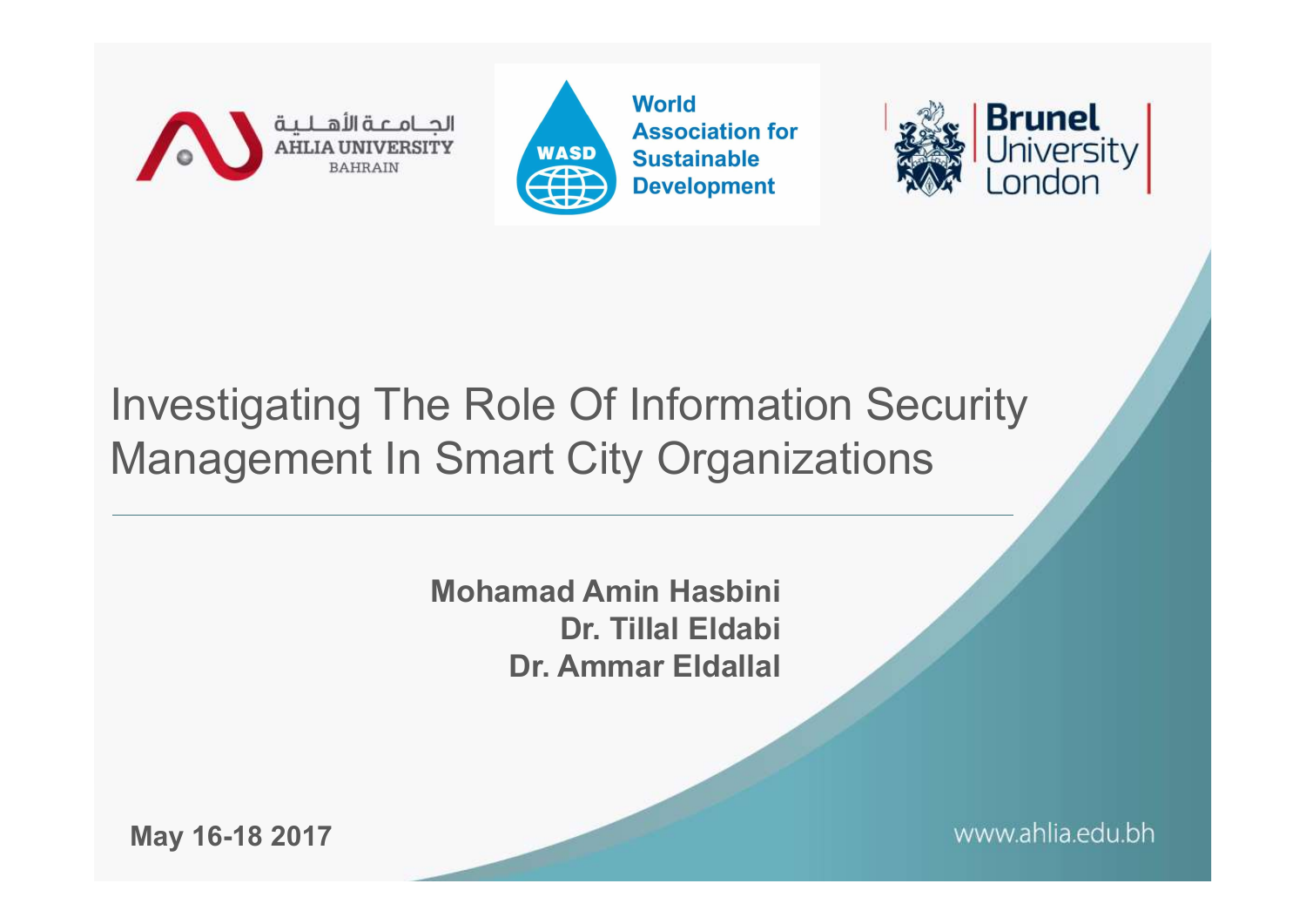الجامعة الأهلية
AHLIA UNIVERSITY
BAHRAIN

WASD
World Association for Sustainable Development

Brunel University London

# Investigating The Role Of Information Security Management In Smart City Organizations

**Mohamad Amin Hasbini**
**Dr. Tillal Eldabi**
**Dr. Ammar Eldallal**

**May 16-18 2017**

www.ahlia.edu.bh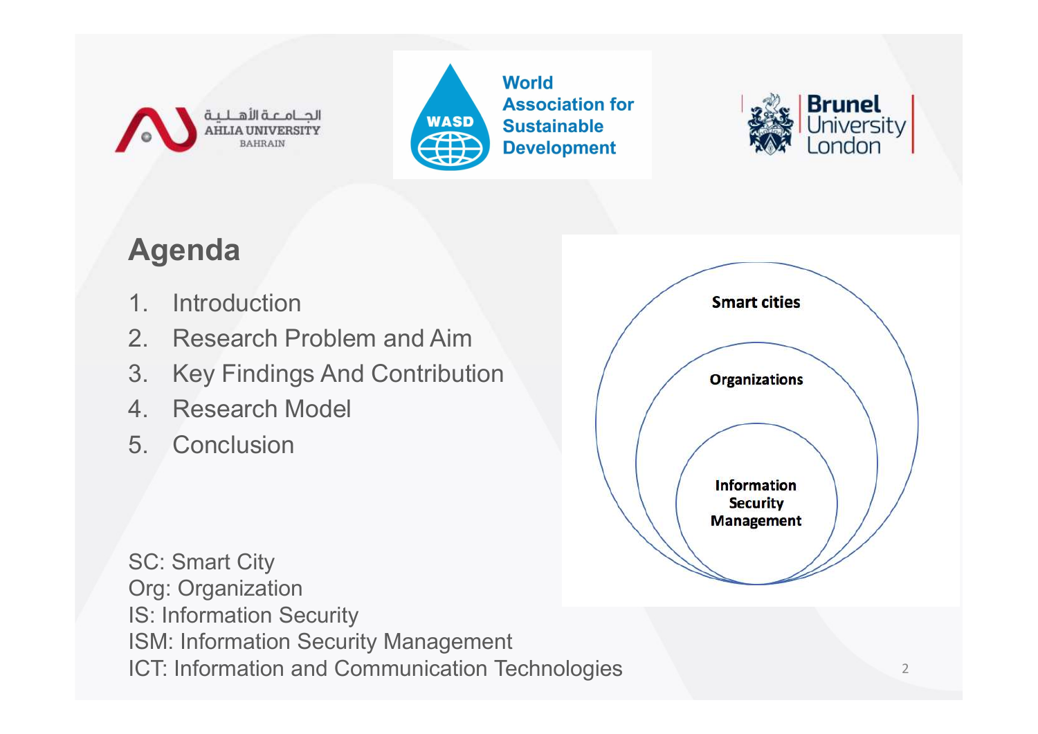## Agenda

1. Introduction
2. Research Problem and Aim
3. Key Findings And Contribution
4. Research Model
5. Conclusion

Smart cities

Organizations

Information Security Management

SC: Smart City
Org: Organization
IS: Information Security
ISM: Information Security Management
ICT: Information and Communication Technologies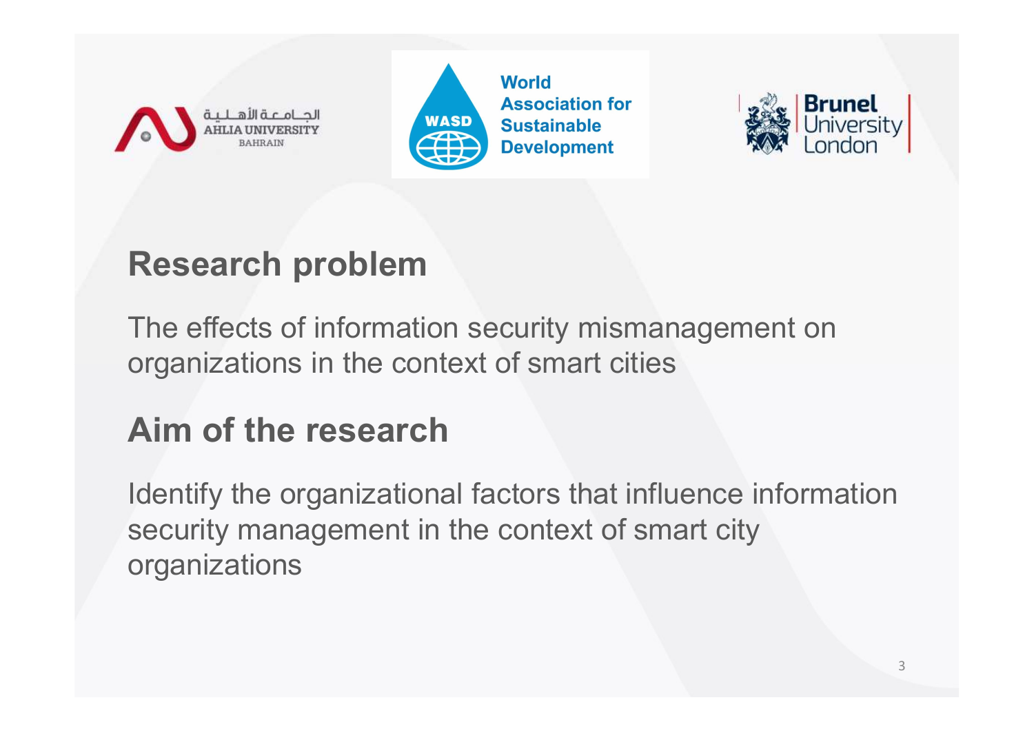## Research problem

The effects of information security mismanagement on organizations in the context of smart cities

## Aim of the research

Identify the organizational factors that influence information security management in the context of smart city organizations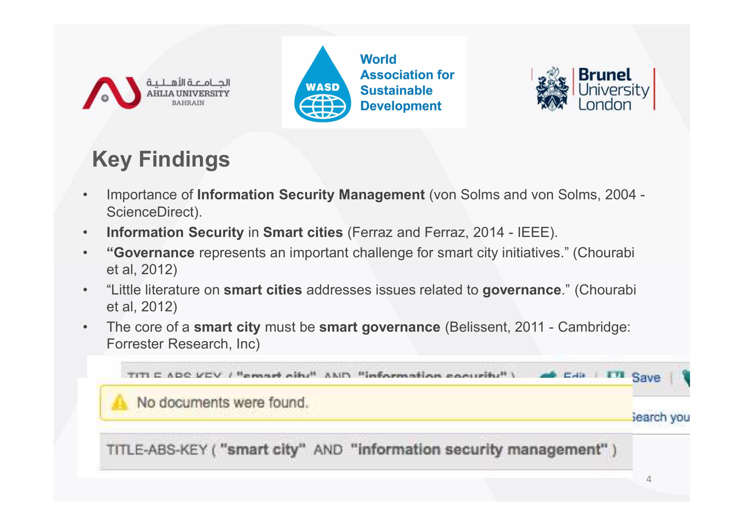## Key Findings

- Importance of **Information Security Management** (von Solms and von Solms, 2004 - ScienceDirect).
- **Information Security** in **Smart cities** (Ferraz and Ferraz, 2014 - IEEE).
- **"Governance** represents an important challenge for smart city initiatives." (Chourabi et al, 2012)
- "Little literature on **smart cities** addresses issues related to **governance**." (Chourabi et al, 2012)
- The core of a **smart city** must be **smart governance** (Belissent, 2011 - Cambridge: Forrester Research, Inc)

TITLE-ABS-KEY ( "smart city" AND "information security" )

No documents were found.

TITLE-ABS-KEY ( "smart city" AND "information security management" )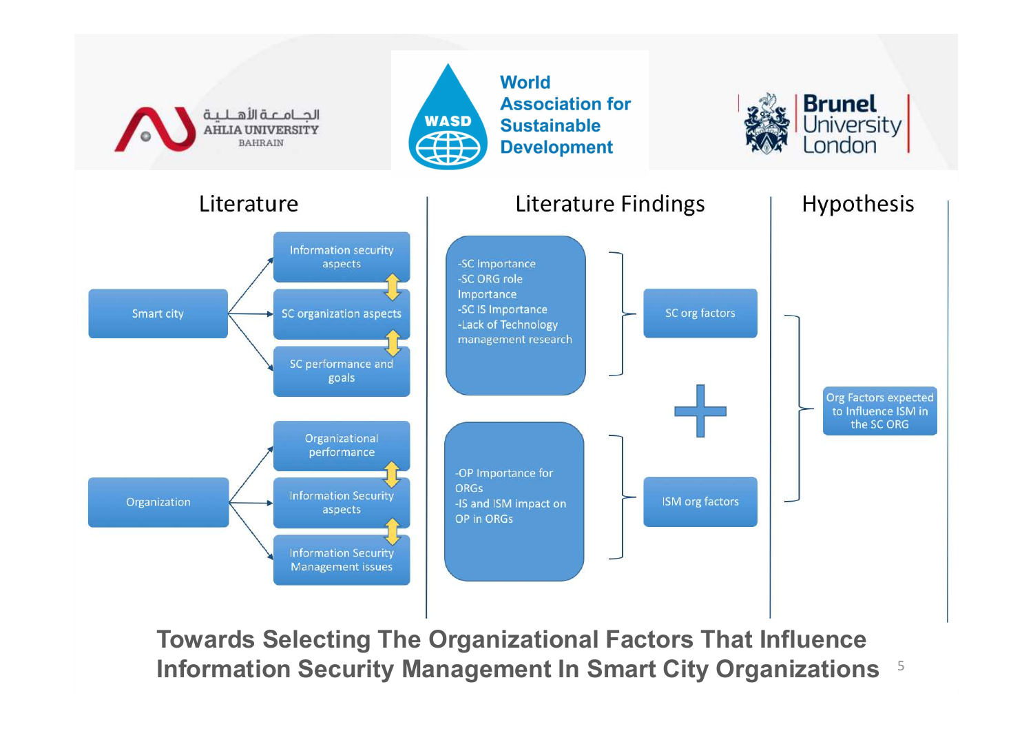Literature | Literature Findings | Hypothesis

Smart city

Information security aspects

SC organization aspects

SC performance and goals

Organization

Organizational performance

Information Security aspects

Information Security Management issues

-SC Importance
-SC ORG role Importance
-SC IS Importance
-Lack of Technology management research

SC org factors

-OP Importance for ORGs
-IS and ISM impact on OP in ORGs

ISM org factors

Org Factors expected to Influence ISM in the SC ORG

**Towards Selecting The Organizational Factors That Influence Information Security Management In Smart City Organizations**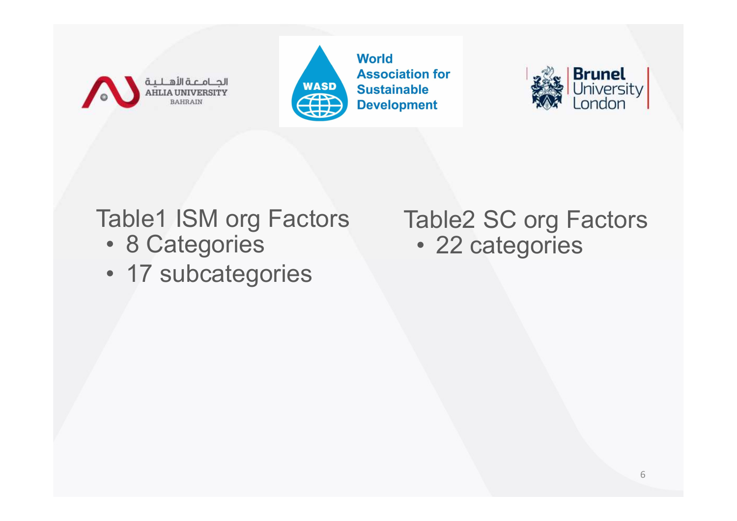Table1 ISM org Factors

- 8 Categories
- 17 subcategories

Table2 SC org Factors

- 22 categories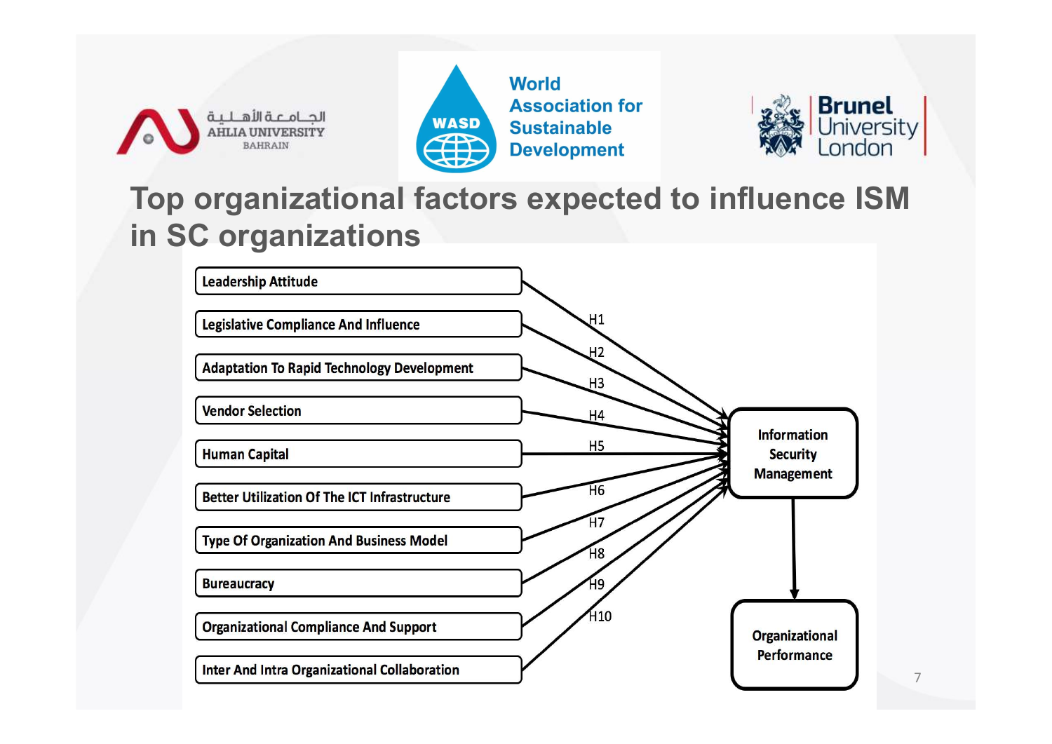# Top organizational factors expected to influence ISM in SC organizations

Leadership Attitude

Legislative Compliance And Influence

Adaptation To Rapid Technology Development

Vendor Selection

Human Capital

Better Utilization Of The ICT Infrastructure

Type Of Organization And Business Model

Bureaucracy

Organizational Compliance And Support

Inter And Intra Organizational Collaboration

H1

H2

H3

H4

H5

H6

H7

H8

H9

H10

Information Security Management

Organizational Performance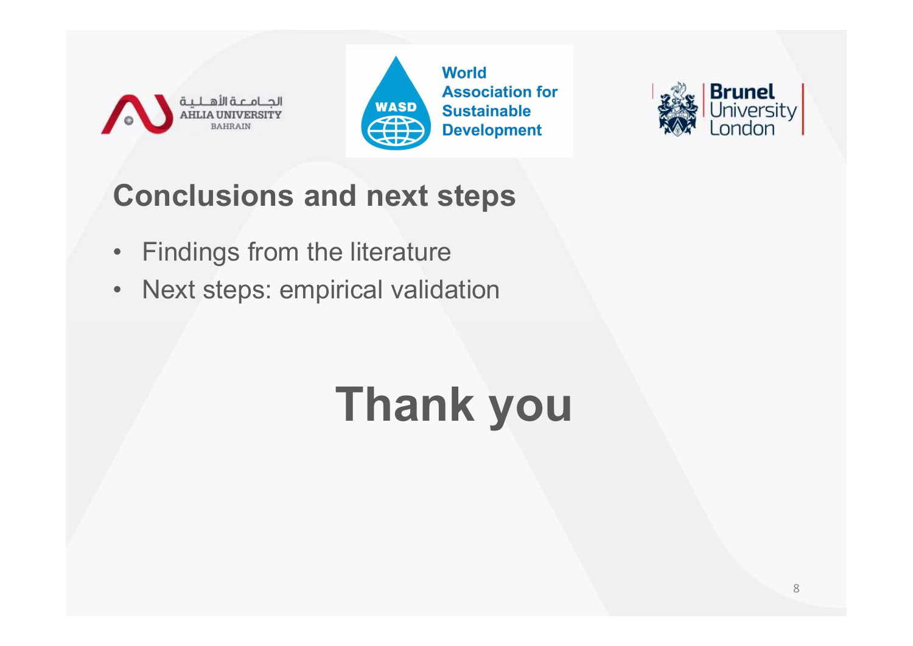## Conclusions and next steps

- Findings from the literature
- Next steps: empirical validation

# Thank you